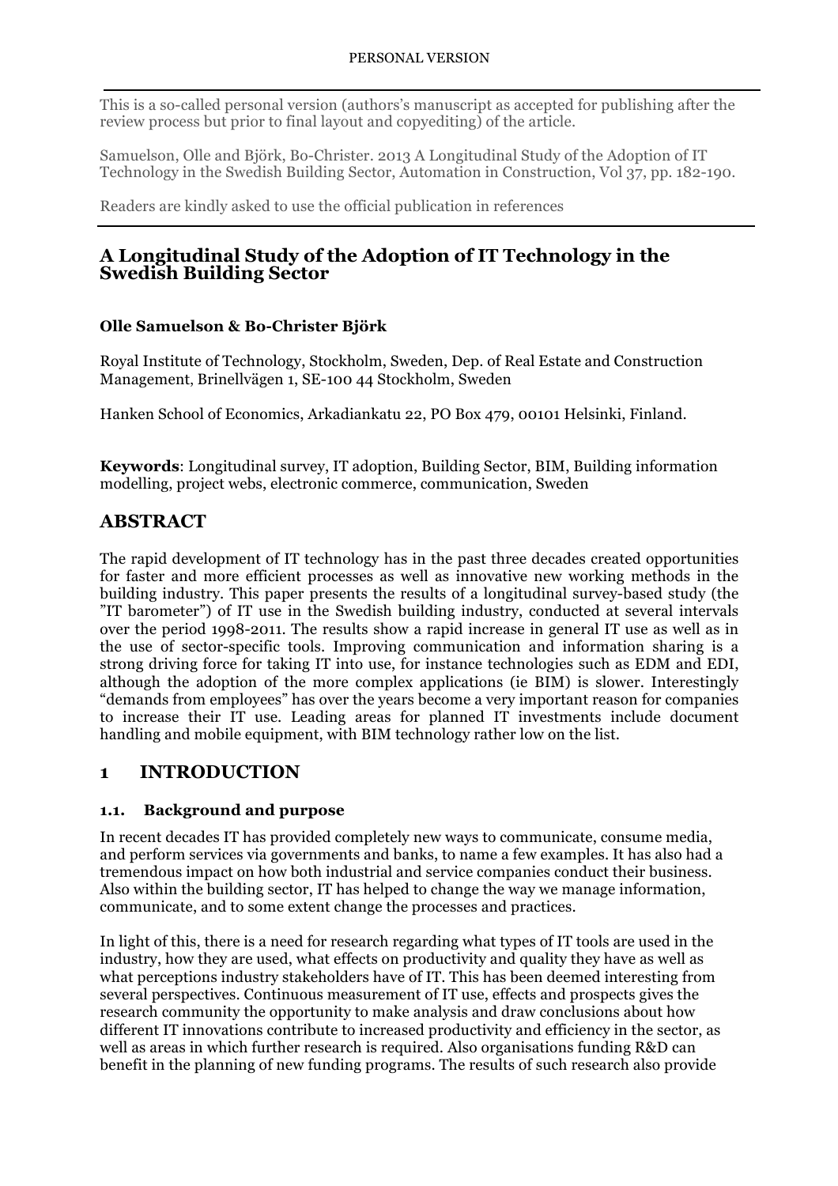PERSONAL VERSION

This is a so-called personal version (authors's manuscript as accepted for publishing after the review process but prior to final layout and copyediting) of the article.

Samuelson, Olle and Björk, Bo-Christer. 2013 A Longitudinal Study of the Adoption of IT Technology in the Swedish Building Sector, Automation in Construction, Vol 37, pp. 182-190.

Readers are kindly asked to use the official publication in references

# A Longitudinal Study of the Adoption of IT Technology in the Swedish Building Sector

**Olle Samuelson & Bo-Christer Björk**

Royal Institute of Technology, Stockholm, Sweden, Dep. of Real Estate and Construction Management, Brinellvägen 1, SE-100 44 Stockholm, Sweden

Hanken School of Economics, Arkadiankatu 22, PO Box 479, 00101 Helsinki, Finland.

**Keywords**: Longitudinal survey, IT adoption, Building Sector, BIM, Building information modelling, project webs, electronic commerce, communication, Sweden

## ABSTRACT

The rapid development of IT technology has in the past three decades created opportunities for faster and more efficient processes as well as innovative new working methods in the building industry. This paper presents the results of a longitudinal survey-based study (the "IT barometer") of IT use in the Swedish building industry, conducted at several intervals over the period 1998-2011. The results show a rapid increase in general IT use as well as in the use of sector-specific tools. Improving communication and information sharing is a strong driving force for taking IT into use, for instance technologies such as EDM and EDI, although the adoption of the more complex applications (ie BIM) is slower. Interestingly "demands from employees" has over the years become a very important reason for companies to increase their IT use. Leading areas for planned IT investments include document handling and mobile equipment, with BIM technology rather low on the list.

## 1 INTRODUCTION

### 1.1. Background and purpose

In recent decades IT has provided completely new ways to communicate, consume media, and perform services via governments and banks, to name a few examples. It has also had a tremendous impact on how both industrial and service companies conduct their business. Also within the building sector, IT has helped to change the way we manage information, communicate, and to some extent change the processes and practices.

In light of this, there is a need for research regarding what types of IT tools are used in the industry, how they are used, what effects on productivity and quality they have as well as what perceptions industry stakeholders have of IT. This has been deemed interesting from several perspectives. Continuous measurement of IT use, effects and prospects gives the research community the opportunity to make analysis and draw conclusions about how different IT innovations contribute to increased productivity and efficiency in the sector, as well as areas in which further research is required. Also organisations funding R&D can benefit in the planning of new funding programs. The results of such research also provide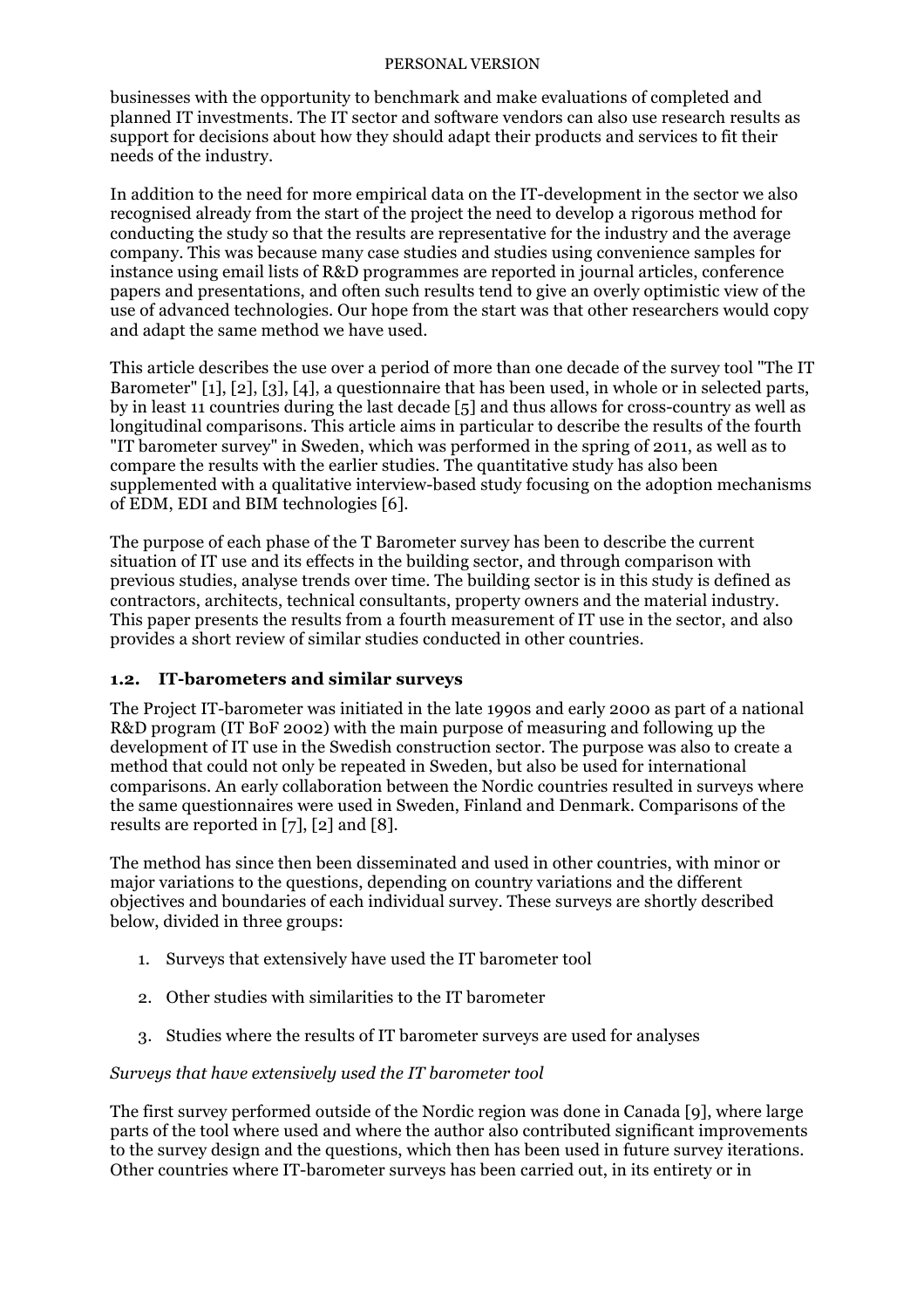businesses with the opportunity to benchmark and make evaluations of completed and planned IT investments. The IT sector and software vendors can also use research results as support for decisions about how they should adapt their products and services to fit their needs of the industry.

In addition to the need for more empirical data on the IT-development in the sector we also recognised already from the start of the project the need to develop a rigorous method for conducting the study so that the results are representative for the industry and the average company. This was because many case studies and studies using convenience samples for instance using email lists of R&D programmes are reported in journal articles, conference papers and presentations, and often such results tend to give an overly optimistic view of the use of advanced technologies. Our hope from the start was that other researchers would copy and adapt the same method we have used.

This article describes the use over a period of more than one decade of the survey tool "The IT Barometer" [1], [2], [3], [4], a questionnaire that has been used, in whole or in selected parts, by in least 11 countries during the last decade [5] and thus allows for cross-country as well as longitudinal comparisons. This article aims in particular to describe the results of the fourth "IT barometer survey" in Sweden, which was performed in the spring of 2011, as well as to compare the results with the earlier studies. The quantitative study has also been supplemented with a qualitative interview-based study focusing on the adoption mechanisms of EDM, EDI and BIM technologies [6].

The purpose of each phase of the T Barometer survey has been to describe the current situation of IT use and its effects in the building sector, and through comparison with previous studies, analyse trends over time. The building sector is in this study is defined as contractors, architects, technical consultants, property owners and the material industry. This paper presents the results from a fourth measurement of IT use in the sector, and also provides a short review of similar studies conducted in other countries.

### 1.2. IT-barometers and similar surveys

The Project IT-barometer was initiated in the late 1990s and early 2000 as part of a national R&D program (IT BoF 2002) with the main purpose of measuring and following up the development of IT use in the Swedish construction sector. The purpose was also to create a method that could not only be repeated in Sweden, but also be used for international comparisons. An early collaboration between the Nordic countries resulted in surveys where the same questionnaires were used in Sweden, Finland and Denmark. Comparisons of the results are reported in [7], [2] and [8].

The method has since then been disseminated and used in other countries, with minor or major variations to the questions, depending on country variations and the different objectives and boundaries of each individual survey. These surveys are shortly described below, divided in three groups:

1. Surveys that extensively have used the IT barometer tool
2. Other studies with similarities to the IT barometer
3. Studies where the results of IT barometer surveys are used for analyses

*Surveys that have extensively used the IT barometer tool*

The first survey performed outside of the Nordic region was done in Canada [9], where large parts of the tool where used and where the author also contributed significant improvements to the survey design and the questions, which then has been used in future survey iterations. Other countries where IT-barometer surveys has been carried out, in its entirety or in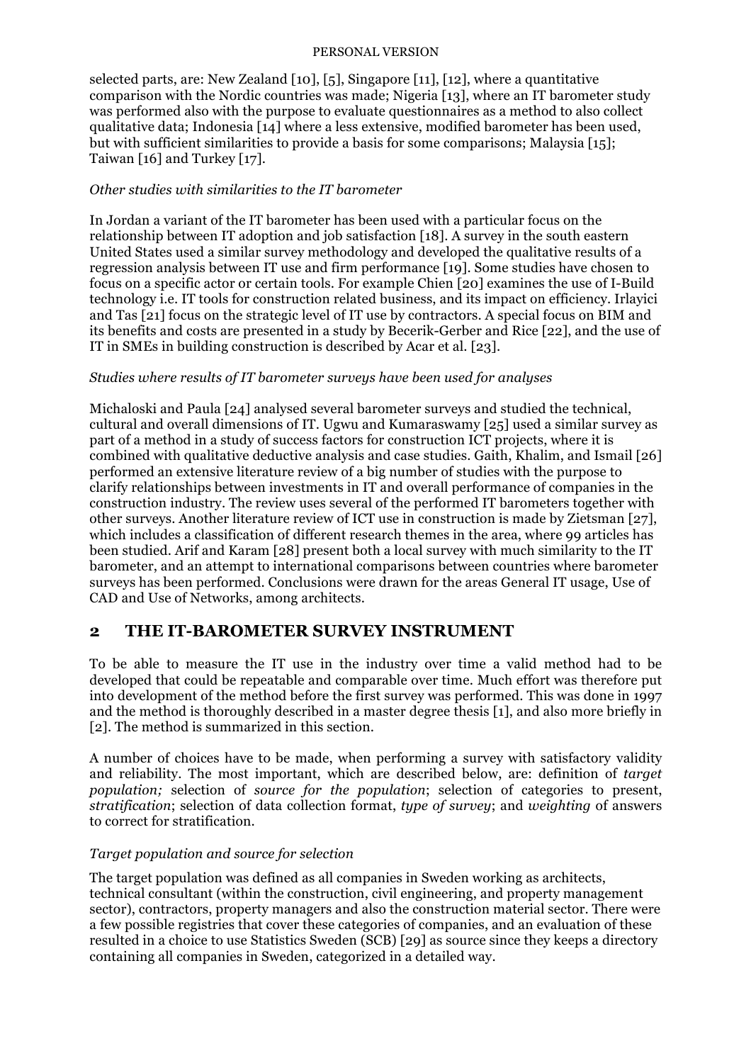selected parts, are: New Zealand [10], [5], Singapore [11], [12], where a quantitative comparison with the Nordic countries was made; Nigeria [13], where an IT barometer study was performed also with the purpose to evaluate questionnaires as a method to also collect qualitative data; Indonesia [14] where a less extensive, modified barometer has been used, but with sufficient similarities to provide a basis for some comparisons; Malaysia [15]; Taiwan [16] and Turkey [17].

*Other studies with similarities to the IT barometer*

In Jordan a variant of the IT barometer has been used with a particular focus on the relationship between IT adoption and job satisfaction [18]. A survey in the south eastern United States used a similar survey methodology and developed the qualitative results of a regression analysis between IT use and firm performance [19]. Some studies have chosen to focus on a specific actor or certain tools. For example Chien [20] examines the use of I-Build technology i.e. IT tools for construction related business, and its impact on efficiency. Irlayici and Tas [21] focus on the strategic level of IT use by contractors. A special focus on BIM and its benefits and costs are presented in a study by Becerik-Gerber and Rice [22], and the use of IT in SMEs in building construction is described by Acar et al. [23].

*Studies where results of IT barometer surveys have been used for analyses*

Michaloski and Paula [24] analysed several barometer surveys and studied the technical, cultural and overall dimensions of IT. Ugwu and Kumaraswamy [25] used a similar survey as part of a method in a study of success factors for construction ICT projects, where it is combined with qualitative deductive analysis and case studies. Gaith, Khalim, and Ismail [26] performed an extensive literature review of a big number of studies with the purpose to clarify relationships between investments in IT and overall performance of companies in the construction industry. The review uses several of the performed IT barometers together with other surveys. Another literature review of ICT use in construction is made by Zietsman [27], which includes a classification of different research themes in the area, where 99 articles has been studied. Arif and Karam [28] present both a local survey with much similarity to the IT barometer, and an attempt to international comparisons between countries where barometer surveys has been performed. Conclusions were drawn for the areas General IT usage, Use of CAD and Use of Networks, among architects.

## 2 THE IT-BAROMETER SURVEY INSTRUMENT

To be able to measure the IT use in the industry over time a valid method had to be developed that could be repeatable and comparable over time. Much effort was therefore put into development of the method before the first survey was performed. This was done in 1997 and the method is thoroughly described in a master degree thesis [1], and also more briefly in [2]. The method is summarized in this section.

A number of choices have to be made, when performing a survey with satisfactory validity and reliability. The most important, which are described below, are: definition of *target population;* selection of *source for the population*; selection of categories to present, *stratification*; selection of data collection format, *type of survey*; and *weighting* of answers to correct for stratification.

*Target population and source for selection*

The target population was defined as all companies in Sweden working as architects, technical consultant (within the construction, civil engineering, and property management sector), contractors, property managers and also the construction material sector. There were a few possible registries that cover these categories of companies, and an evaluation of these resulted in a choice to use Statistics Sweden (SCB) [29] as source since they keeps a directory containing all companies in Sweden, categorized in a detailed way.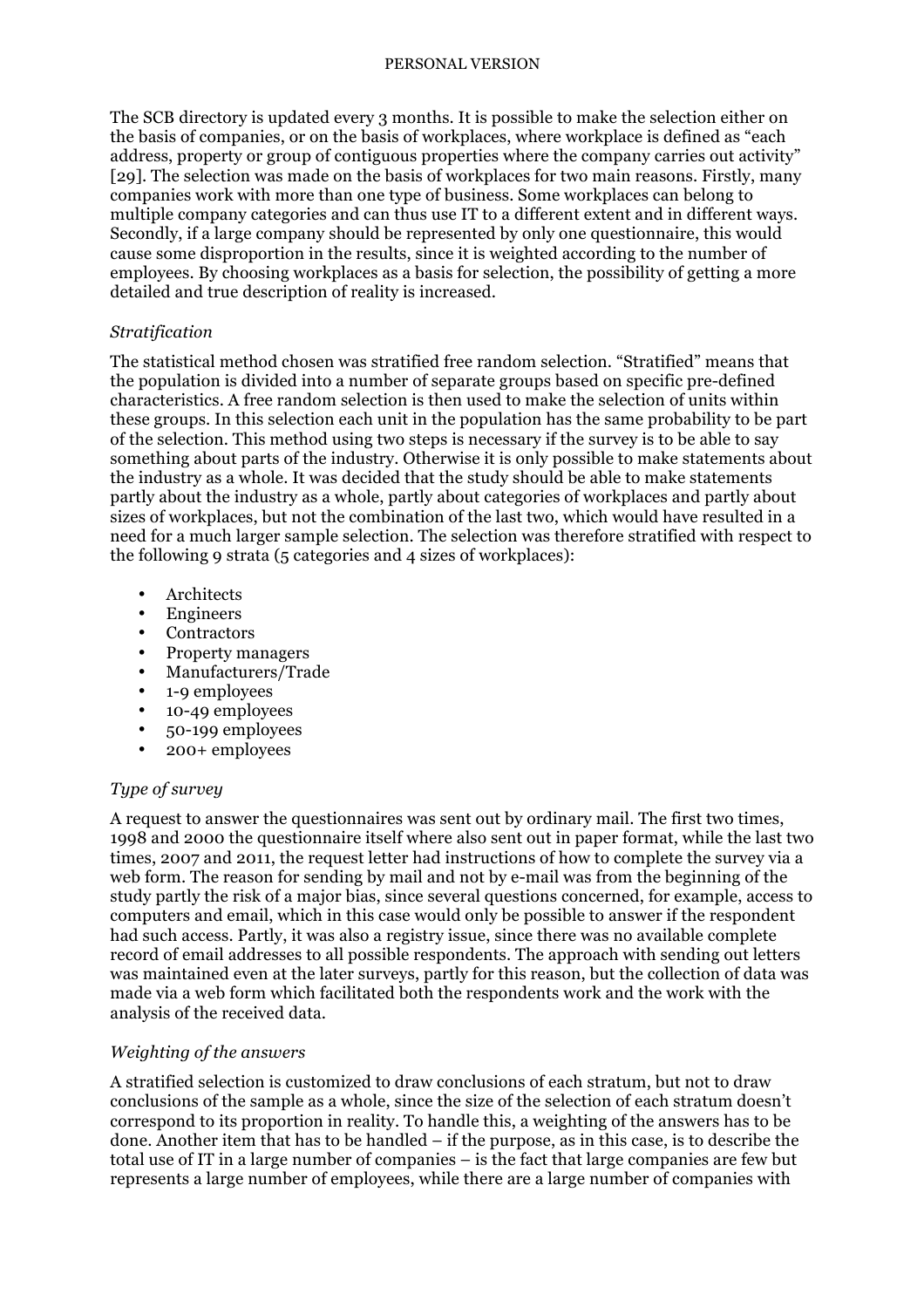The SCB directory is updated every 3 months. It is possible to make the selection either on the basis of companies, or on the basis of workplaces, where workplace is defined as "each address, property or group of contiguous properties where the company carries out activity" [29]. The selection was made on the basis of workplaces for two main reasons. Firstly, many companies work with more than one type of business. Some workplaces can belong to multiple company categories and can thus use IT to a different extent and in different ways. Secondly, if a large company should be represented by only one questionnaire, this would cause some disproportion in the results, since it is weighted according to the number of employees. By choosing workplaces as a basis for selection, the possibility of getting a more detailed and true description of reality is increased.

*Stratification*

The statistical method chosen was stratified free random selection. "Stratified" means that the population is divided into a number of separate groups based on specific pre-defined characteristics. A free random selection is then used to make the selection of units within these groups. In this selection each unit in the population has the same probability to be part of the selection. This method using two steps is necessary if the survey is to be able to say something about parts of the industry. Otherwise it is only possible to make statements about the industry as a whole. It was decided that the study should be able to make statements partly about the industry as a whole, partly about categories of workplaces and partly about sizes of workplaces, but not the combination of the last two, which would have resulted in a need for a much larger sample selection. The selection was therefore stratified with respect to the following 9 strata (5 categories and 4 sizes of workplaces):

- Architects
- Engineers
- Contractors
- Property managers
- Manufacturers/Trade
- 1-9 employees
- 10-49 employees
- 50-199 employees
- 200+ employees

*Type of survey*

A request to answer the questionnaires was sent out by ordinary mail. The first two times, 1998 and 2000 the questionnaire itself where also sent out in paper format, while the last two times, 2007 and 2011, the request letter had instructions of how to complete the survey via a web form. The reason for sending by mail and not by e-mail was from the beginning of the study partly the risk of a major bias, since several questions concerned, for example, access to computers and email, which in this case would only be possible to answer if the respondent had such access. Partly, it was also a registry issue, since there was no available complete record of email addresses to all possible respondents. The approach with sending out letters was maintained even at the later surveys, partly for this reason, but the collection of data was made via a web form which facilitated both the respondents work and the work with the analysis of the received data.

*Weighting of the answers*

A stratified selection is customized to draw conclusions of each stratum, but not to draw conclusions of the sample as a whole, since the size of the selection of each stratum doesn't correspond to its proportion in reality. To handle this, a weighting of the answers has to be done. Another item that has to be handled – if the purpose, as in this case, is to describe the total use of IT in a large number of companies – is the fact that large companies are few but represents a large number of employees, while there are a large number of companies with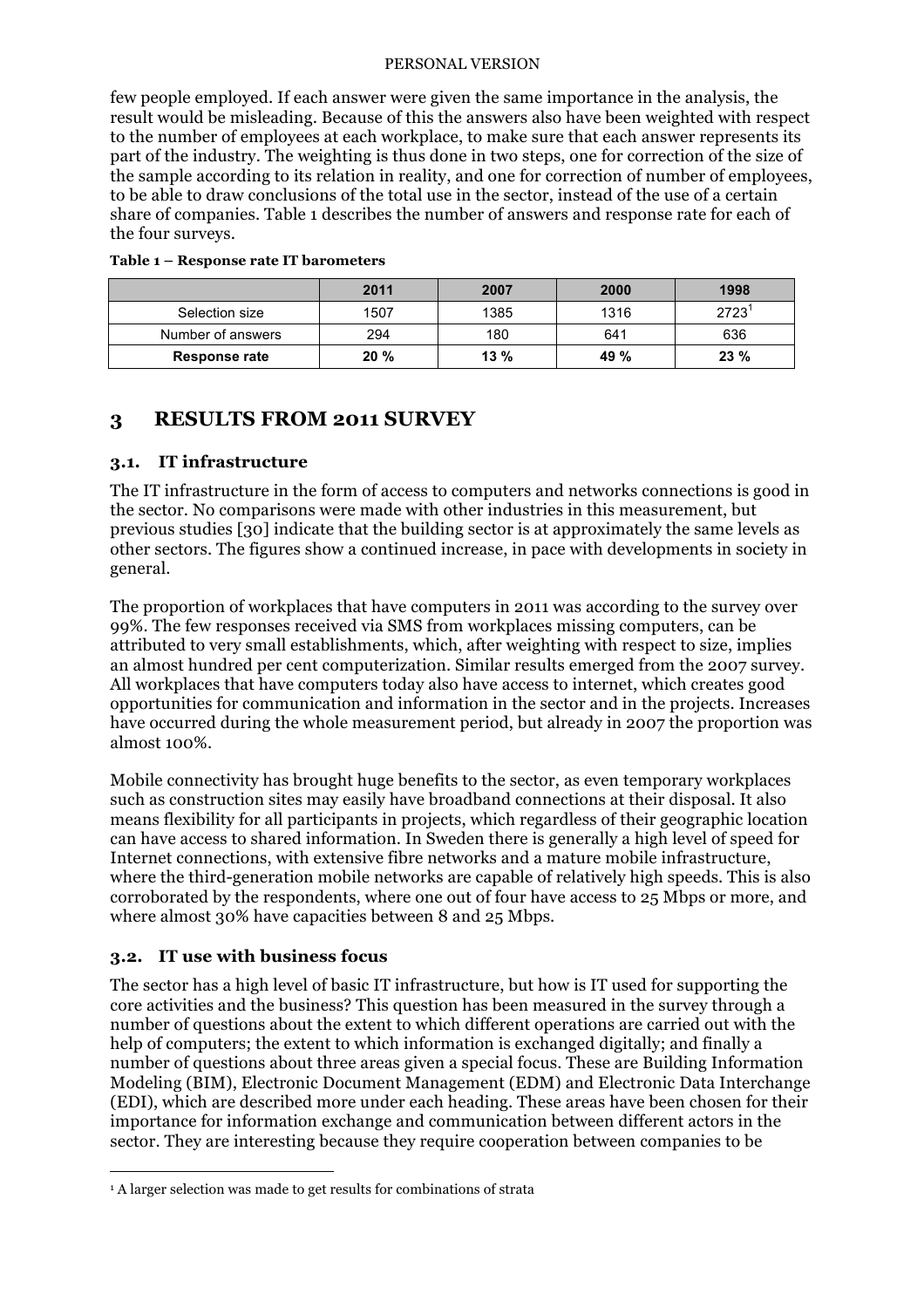few people employed. If each answer were given the same importance in the analysis, the result would be misleading. Because of this the answers also have been weighted with respect to the number of employees at each workplace, to make sure that each answer represents its part of the industry. The weighting is thus done in two steps, one for correction of the size of the sample according to its relation in reality, and one for correction of number of employees, to be able to draw conclusions of the total use in the sector, instead of the use of a certain share of companies. Table 1 describes the number of answers and response rate for each of the four surveys.

**Table 1 – Response rate IT barometers**

| | 2011 | 2007 | 2000 | 1998 |
|---|---|---|---|---|
| Selection size | 1507 | 1385 | 1316 | 2723[1] |
| Number of answers | 294 | 180 | 641 | 636 |
| **Response rate** | **20 %** | **13 %** | **49 %** | **23 %** |

## 3 RESULTS FROM 2011 SURVEY

### 3.1. IT infrastructure

The IT infrastructure in the form of access to computers and networks connections is good in the sector. No comparisons were made with other industries in this measurement, but previous studies [30] indicate that the building sector is at approximately the same levels as other sectors. The figures show a continued increase, in pace with developments in society in general.

The proportion of workplaces that have computers in 2011 was according to the survey over 99%. The few responses received via SMS from workplaces missing computers, can be attributed to very small establishments, which, after weighting with respect to size, implies an almost hundred per cent computerization. Similar results emerged from the 2007 survey. All workplaces that have computers today also have access to internet, which creates good opportunities for communication and information in the sector and in the projects. Increases have occurred during the whole measurement period, but already in 2007 the proportion was almost 100%.

Mobile connectivity has brought huge benefits to the sector, as even temporary workplaces such as construction sites may easily have broadband connections at their disposal. It also means flexibility for all participants in projects, which regardless of their geographic location can have access to shared information. In Sweden there is generally a high level of speed for Internet connections, with extensive fibre networks and a mature mobile infrastructure, where the third-generation mobile networks are capable of relatively high speeds. This is also corroborated by the respondents, where one out of four have access to 25 Mbps or more, and where almost 30% have capacities between 8 and 25 Mbps.

### 3.2. IT use with business focus

The sector has a high level of basic IT infrastructure, but how is IT used for supporting the core activities and the business? This question has been measured in the survey through a number of questions about the extent to which different operations are carried out with the help of computers; the extent to which information is exchanged digitally; and finally a number of questions about three areas given a special focus. These are Building Information Modeling (BIM), Electronic Document Management (EDM) and Electronic Data Interchange (EDI), which are described more under each heading. These areas have been chosen for their importance for information exchange and communication between different actors in the sector. They are interesting because they require cooperation between companies to be

[1] A larger selection was made to get results for combinations of strata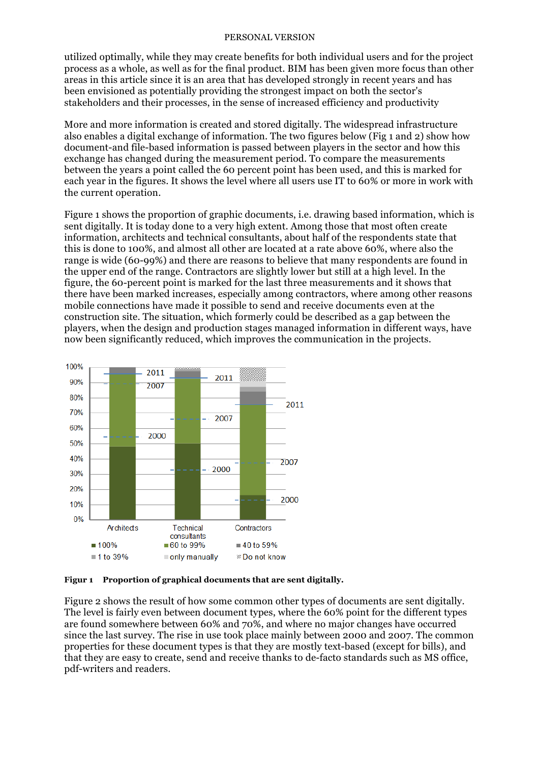utilized optimally, while they may create benefits for both individual users and for the project process as a whole, as well as for the final product. BIM has been given more focus than other areas in this article since it is an area that has developed strongly in recent years and has been envisioned as potentially providing the strongest impact on both the sector's stakeholders and their processes, in the sense of increased efficiency and productivity

More and more information is created and stored digitally. The widespread infrastructure also enables a digital exchange of information. The two figures below (Fig 1 and 2) show how document-and file-based information is passed between players in the sector and how this exchange has changed during the measurement period. To compare the measurements between the years a point called the 60 percent point has been used, and this is marked for each year in the figures. It shows the level where all users use IT to 60% or more in work with the current operation.

Figure 1 shows the proportion of graphic documents, i.e. drawing based information, which is sent digitally. It is today done to a very high extent. Among those that most often create information, architects and technical consultants, about half of the respondents state that this is done to 100%, and almost all other are located at a rate above 60%, where also the range is wide (60-99%) and there are reasons to believe that many respondents are found in the upper end of the range. Contractors are slightly lower but still at a high level. In the figure, the 60-percent point is marked for the last three measurements and it shows that there have been marked increases, especially among contractors, where among other reasons mobile connections have made it possible to send and receive documents even at the construction site. The situation, which formerly could be described as a gap between the players, when the design and production stages managed information in different ways, have now been significantly reduced, which improves the communication in the projects.

**Figur 1 Proportion of graphical documents that are sent digitally.**

Figure 2 shows the result of how some common other types of documents are sent digitally. The level is fairly even between document types, where the 60% point for the different types are found somewhere between 60% and 70%, and where no major changes have occurred since the last survey. The rise in use took place mainly between 2000 and 2007. The common properties for these document types is that they are mostly text-based (except for bills), and that they are easy to create, send and receive thanks to de-facto standards such as MS office, pdf-writers and readers.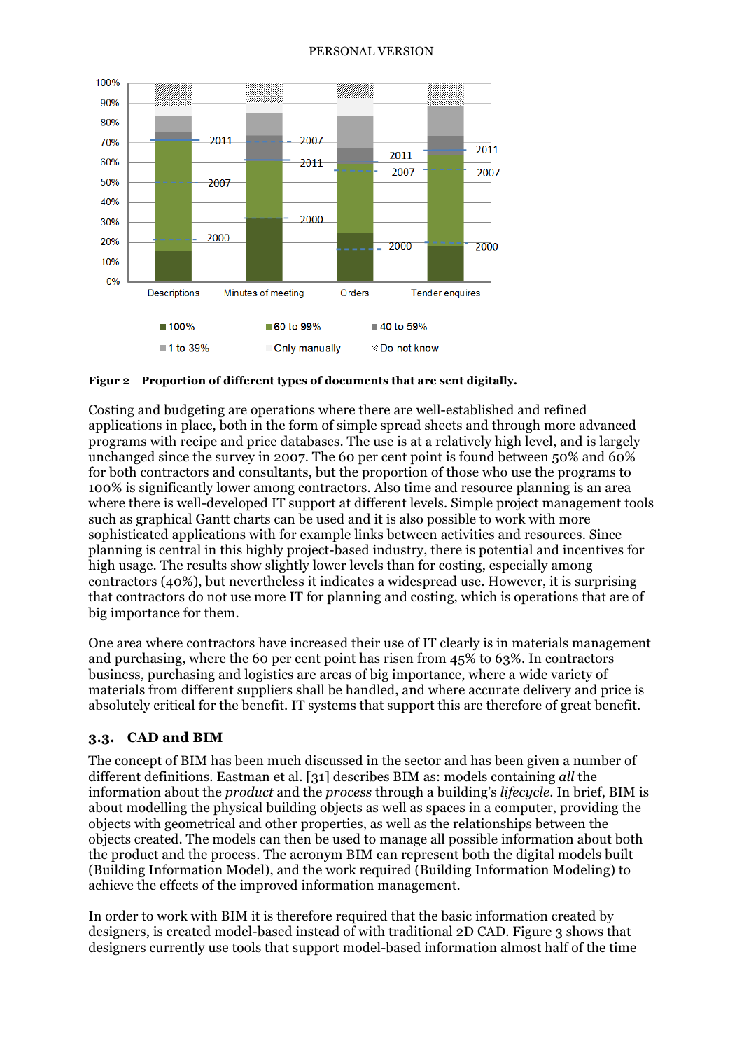Figur 2 Proportion of different types of documents that are sent digitally.

Costing and budgeting are operations where there are well-established and refined applications in place, both in the form of simple spread sheets and through more advanced programs with recipe and price databases. The use is at a relatively high level, and is largely unchanged since the survey in 2007. The 60 per cent point is found between 50% and 60% for both contractors and consultants, but the proportion of those who use the programs to 100% is significantly lower among contractors. Also time and resource planning is an area where there is well-developed IT support at different levels. Simple project management tools such as graphical Gantt charts can be used and it is also possible to work with more sophisticated applications with for example links between activities and resources. Since planning is central in this highly project-based industry, there is potential and incentives for high usage. The results show slightly lower levels than for costing, especially among contractors (40%), but nevertheless it indicates a widespread use. However, it is surprising that contractors do not use more IT for planning and costing, which is operations that are of big importance for them.

One area where contractors have increased their use of IT clearly is in materials management and purchasing, where the 60 per cent point has risen from 45% to 63%. In contractors business, purchasing and logistics are areas of big importance, where a wide variety of materials from different suppliers shall be handled, and where accurate delivery and price is absolutely critical for the benefit. IT systems that support this are therefore of great benefit.

## 3.3. CAD and BIM

The concept of BIM has been much discussed in the sector and has been given a number of different definitions. Eastman et al. [31] describes BIM as: models containing *all* the information about the *product* and the *process* through a building's *lifecycle*. In brief, BIM is about modelling the physical building objects as well as spaces in a computer, providing the objects with geometrical and other properties, as well as the relationships between the objects created. The models can then be used to manage all possible information about both the product and the process. The acronym BIM can represent both the digital models built (Building Information Model), and the work required (Building Information Modeling) to achieve the effects of the improved information management.

In order to work with BIM it is therefore required that the basic information created by designers, is created model-based instead of with traditional 2D CAD. Figure 3 shows that designers currently use tools that support model-based information almost half of the time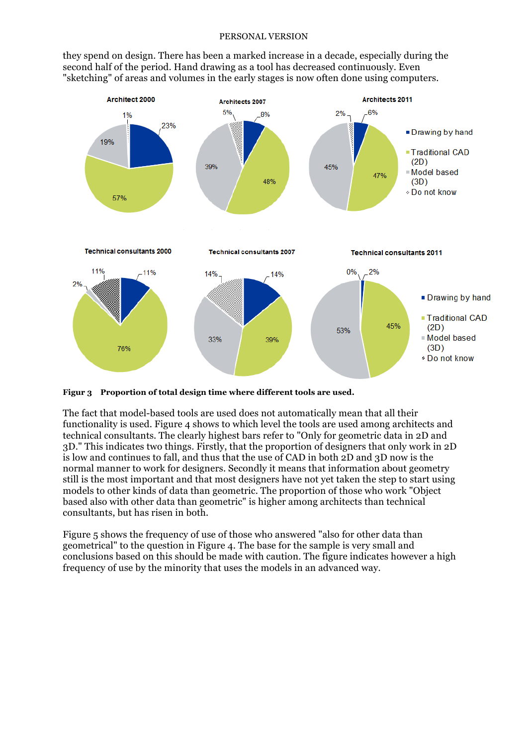they spend on design. There has been a marked increase in a decade, especially during the second half of the period. Hand drawing as a tool has decreased continuously. Even "sketching" of areas and volumes in the early stages is now often done using computers.

**Figur 3 Proportion of total design time where different tools are used.**

The fact that model-based tools are used does not automatically mean that all their functionality is used. Figure 4 shows to which level the tools are used among architects and technical consultants. The clearly highest bars refer to "Only for geometric data in 2D and 3D." This indicates two things. Firstly, that the proportion of designers that only work in 2D is low and continues to fall, and thus that the use of CAD in both 2D and 3D now is the normal manner to work for designers. Secondly it means that information about geometry still is the most important and that most designers have not yet taken the step to start using models to other kinds of data than geometric. The proportion of those who work "Object based also with other data than geometric" is higher among architects than technical consultants, but has risen in both.

Figure 5 shows the frequency of use of those who answered "also for other data than geometrical" to the question in Figure 4. The base for the sample is very small and conclusions based on this should be made with caution. The figure indicates however a high frequency of use by the minority that uses the models in an advanced way.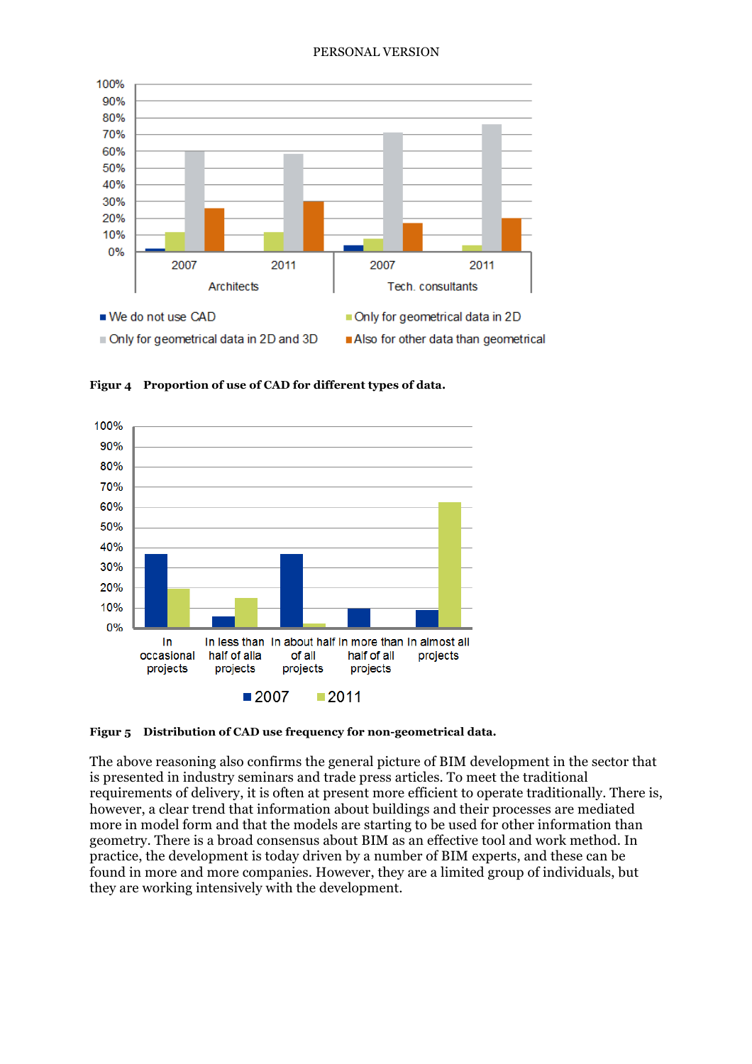Figur 4 **Proportion of use of CAD for different types of data.**

Figur 5 **Distribution of CAD use frequency for non-geometrical data.**

The above reasoning also confirms the general picture of BIM development in the sector that is presented in industry seminars and trade press articles. To meet the traditional requirements of delivery, it is often at present more efficient to operate traditionally. There is, however, a clear trend that information about buildings and their processes are mediated more in model form and that the models are starting to be used for other information than geometry. There is a broad consensus about BIM as an effective tool and work method. In practice, the development is today driven by a number of BIM experts, and these can be found in more and more companies. However, they are a limited group of individuals, but they are working intensively with the development.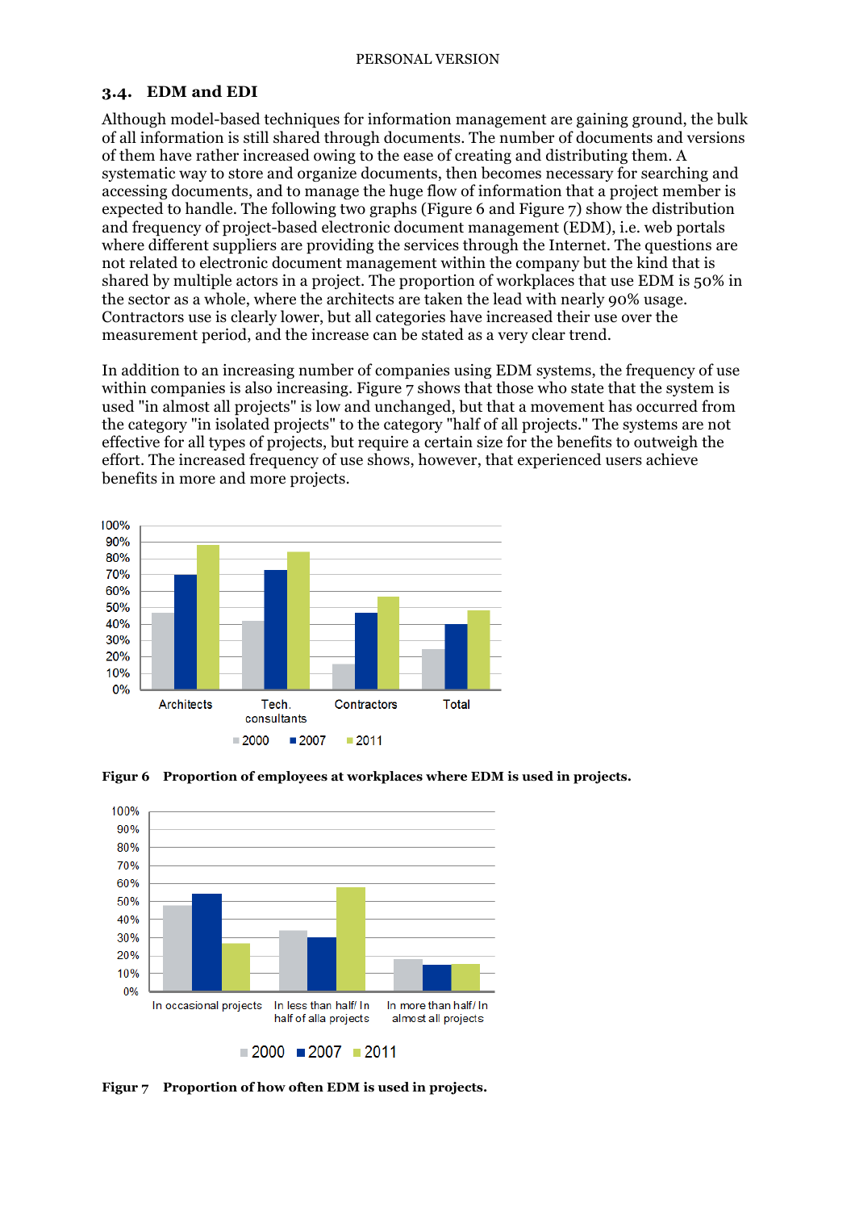### 3.4. EDM and EDI

Although model-based techniques for information management are gaining ground, the bulk of all information is still shared through documents. The number of documents and versions of them have rather increased owing to the ease of creating and distributing them. A systematic way to store and organize documents, then becomes necessary for searching and accessing documents, and to manage the huge flow of information that a project member is expected to handle. The following two graphs (Figure 6 and Figure 7) show the distribution and frequency of project-based electronic document management (EDM), i.e. web portals where different suppliers are providing the services through the Internet. The questions are not related to electronic document management within the company but the kind that is shared by multiple actors in a project. The proportion of workplaces that use EDM is 50% in the sector as a whole, where the architects are taken the lead with nearly 90% usage. Contractors use is clearly lower, but all categories have increased their use over the measurement period, and the increase can be stated as a very clear trend.

In addition to an increasing number of companies using EDM systems, the frequency of use within companies is also increasing. Figure 7 shows that those who state that the system is used "in almost all projects" is low and unchanged, but that a movement has occurred from the category "in isolated projects" to the category "half of all projects." The systems are not effective for all types of projects, but require a certain size for the benefits to outweigh the effort. The increased frequency of use shows, however, that experienced users achieve benefits in more and more projects.

**Figur 6 Proportion of employees at workplaces where EDM is used in projects.**

**Figur 7 Proportion of how often EDM is used in projects.**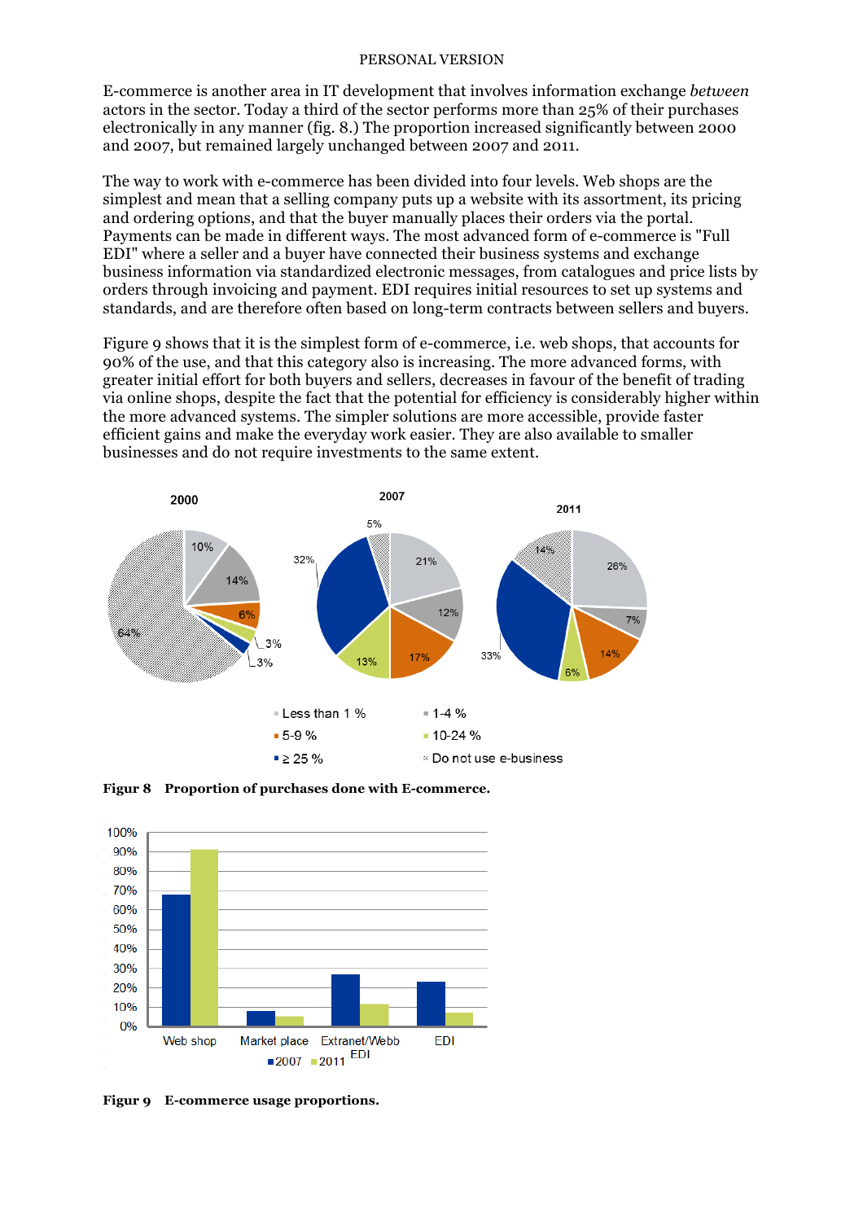E-commerce is another area in IT development that involves information exchange *between* actors in the sector. Today a third of the sector performs more than 25% of their purchases electronically in any manner (fig. 8.) The proportion increased significantly between 2000 and 2007, but remained largely unchanged between 2007 and 2011.

The way to work with e-commerce has been divided into four levels. Web shops are the simplest and mean that a selling company puts up a website with its assortment, its pricing and ordering options, and that the buyer manually places their orders via the portal. Payments can be made in different ways. The most advanced form of e-commerce is "Full EDI" where a seller and a buyer have connected their business systems and exchange business information via standardized electronic messages, from catalogues and price lists by orders through invoicing and payment. EDI requires initial resources to set up systems and standards, and are therefore often based on long-term contracts between sellers and buyers.

Figure 9 shows that it is the simplest form of e-commerce, i.e. web shops, that accounts for 90% of the use, and that this category also is increasing. The more advanced forms, with greater initial effort for both buyers and sellers, decreases in favour of the benefit of trading via online shops, despite the fact that the potential for efficiency is considerably higher within the more advanced systems. The simpler solutions are more accessible, provide faster efficient gains and make the everyday work easier. They are also available to smaller businesses and do not require investments to the same extent.

| | 2000 | 2007 | 2011 |
|---|---|---|---|
| Less than 1 % | 10% | 21% | 26% |
| 1-4 % | 14% | 12% | 7% |
| 5-9 % | 6% | 17% | 14% |
| 10-24 % | 3% | 13% | 6% |
| ≥ 25 % | 3% | 32% | 33% |
| Do not use e-business | 64% | 5% | 14% |

**Figur 8 Proportion of purchases done with E-commerce.**

**Figur 9 E-commerce usage proportions.**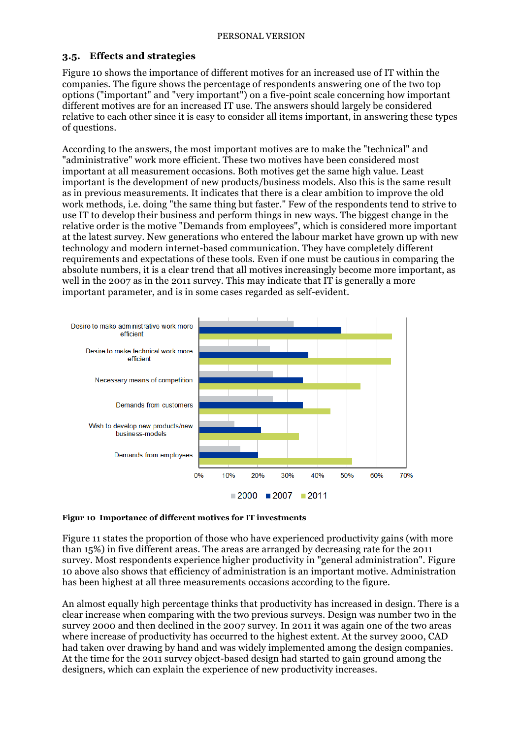## 3.5. Effects and strategies

Figure 10 shows the importance of different motives for an increased use of IT within the companies. The figure shows the percentage of respondents answering one of the two top options ("important" and "very important") on a five-point scale concerning how important different motives are for an increased IT use. The answers should largely be considered relative to each other since it is easy to consider all items important, in answering these types of questions.

According to the answers, the most important motives are to make the "technical" and "administrative" work more efficient. These two motives have been considered most important at all measurement occasions. Both motives get the same high value. Least important is the development of new products/business models. Also this is the same result as in previous measurements. It indicates that there is a clear ambition to improve the old work methods, i.e. doing "the same thing but faster." Few of the respondents tend to strive to use IT to develop their business and perform things in new ways. The biggest change in the relative order is the motive "Demands from employees", which is considered more important at the latest survey. New generations who entered the labour market have grown up with new technology and modern internet-based communication. They have completely different requirements and expectations of these tools. Even if one must be cautious in comparing the absolute numbers, it is a clear trend that all motives increasingly become more important, as well in the 2007 as in the 2011 survey. This may indicate that IT is generally a more important parameter, and is in some cases regarded as self-evident.

**Figur 10 Importance of different motives for IT investments**

Figure 11 states the proportion of those who have experienced productivity gains (with more than 15%) in five different areas. The areas are arranged by decreasing rate for the 2011 survey. Most respondents experience higher productivity in "general administration". Figure 10 above also shows that efficiency of administration is an important motive. Administration has been highest at all three measurements occasions according to the figure.

An almost equally high percentage thinks that productivity has increased in design. There is a clear increase when comparing with the two previous surveys. Design was number two in the survey 2000 and then declined in the 2007 survey. In 2011 it was again one of the two areas where increase of productivity has occurred to the highest extent. At the survey 2000, CAD had taken over drawing by hand and was widely implemented among the design companies. At the time for the 2011 survey object-based design had started to gain ground among the designers, which can explain the experience of new productivity increases.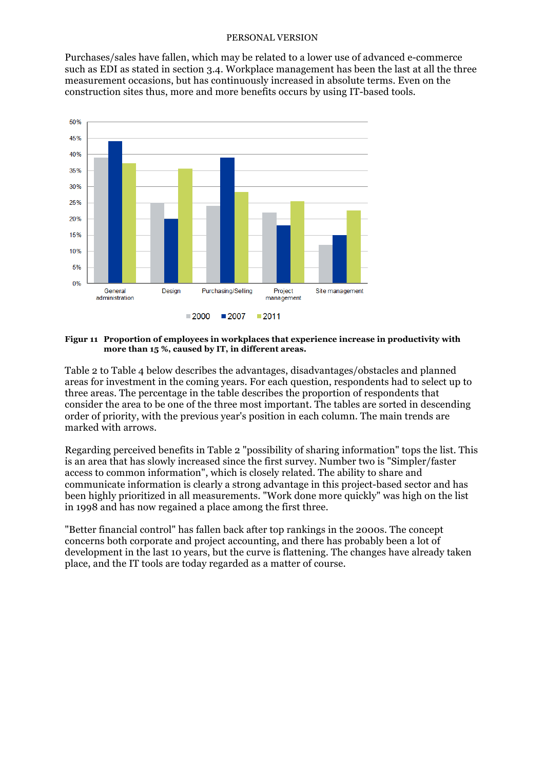Purchases/sales have fallen, which may be related to a lower use of advanced e-commerce such as EDI as stated in section 3.4. Workplace management has been the last at all the three measurement occasions, but has continuously increased in absolute terms. Even on the construction sites thus, more and more benefits occurs by using IT-based tools.

**Figur 11 Proportion of employees in workplaces that experience increase in productivity with more than 15 %, caused by IT, in different areas.**

Table 2 to Table 4 below describes the advantages, disadvantages/obstacles and planned areas for investment in the coming years. For each question, respondents had to select up to three areas. The percentage in the table describes the proportion of respondents that consider the area to be one of the three most important. The tables are sorted in descending order of priority, with the previous year's position in each column. The main trends are marked with arrows.

Regarding perceived benefits in Table 2 "possibility of sharing information" tops the list. This is an area that has slowly increased since the first survey. Number two is "Simpler/faster access to common information", which is closely related. The ability to share and communicate information is clearly a strong advantage in this project-based sector and has been highly prioritized in all measurements. "Work done more quickly" was high on the list in 1998 and has now regained a place among the first three.

"Better financial control" has fallen back after top rankings in the 2000s. The concept concerns both corporate and project accounting, and there has probably been a lot of development in the last 10 years, but the curve is flattening. The changes have already taken place, and the IT tools are today regarded as a matter of course.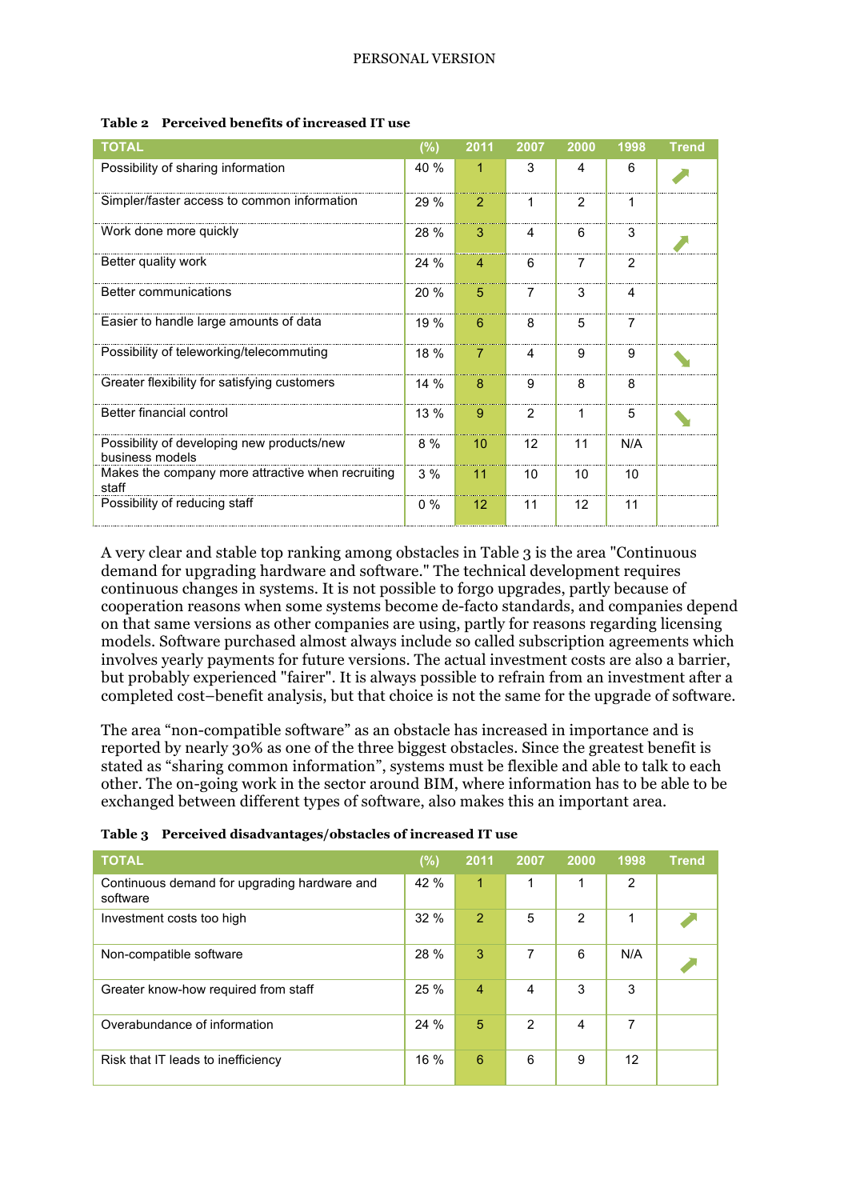**Table 2 Perceived benefits of increased IT use**

| TOTAL | (%) | 2011 | 2007 | 2000 | 1998 | Trend |
|---|---|---|---|---|---|---|
| Possibility of sharing information | 40 % | 1 | 3 | 4 | 6 | ↗ |
| Simpler/faster access to common information | 29 % | 2 | 1 | 2 | 1 | |
| Work done more quickly | 28 % | 3 | 4 | 6 | 3 | ↗ |
| Better quality work | 24 % | 4 | 6 | 7 | 2 | |
| Better communications | 20 % | 5 | 7 | 3 | 4 | |
| Easier to handle large amounts of data | 19 % | 6 | 8 | 5 | 7 | |
| Possibility of teleworking/telecommuting | 18 % | 7 | 4 | 9 | 9 | ↘ |
| Greater flexibility for satisfying customers | 14 % | 8 | 9 | 8 | 8 | |
| Better financial control | 13 % | 9 | 2 | 1 | 5 | ↘ |
| Possibility of developing new products/new business models | 8 % | 10 | 12 | 11 | N/A | |
| Makes the company more attractive when recruiting staff | 3 % | 11 | 10 | 10 | 10 | |
| Possibility of reducing staff | 0 % | 12 | 11 | 12 | 11 | |

A very clear and stable top ranking among obstacles in Table 3 is the area "Continuous demand for upgrading hardware and software." The technical development requires continuous changes in systems. It is not possible to forgo upgrades, partly because of cooperation reasons when some systems become de-facto standards, and companies depend on that same versions as other companies are using, partly for reasons regarding licensing models. Software purchased almost always include so called subscription agreements which involves yearly payments for future versions. The actual investment costs are also a barrier, but probably experienced "fairer". It is always possible to refrain from an investment after a completed cost–benefit analysis, but that choice is not the same for the upgrade of software.

The area "non-compatible software" as an obstacle has increased in importance and is reported by nearly 30% as one of the three biggest obstacles. Since the greatest benefit is stated as "sharing common information", systems must be flexible and able to talk to each other. The on-going work in the sector around BIM, where information has to be able to be exchanged between different types of software, also makes this an important area.

**Table 3 Perceived disadvantages/obstacles of increased IT use**

| TOTAL | (%) | 2011 | 2007 | 2000 | 1998 | Trend |
|---|---|---|---|---|---|---|
| Continuous demand for upgrading hardware and software | 42 % | 1 | 1 | 1 | 2 | |
| Investment costs too high | 32 % | 2 | 5 | 2 | 1 | ↗ |
| Non-compatible software | 28 % | 3 | 7 | 6 | N/A | ↗ |
| Greater know-how required from staff | 25 % | 4 | 4 | 3 | 3 | |
| Overabundance of information | 24 % | 5 | 2 | 4 | 7 | |
| Risk that IT leads to inefficiency | 16 % | 6 | 6 | 9 | 12 | |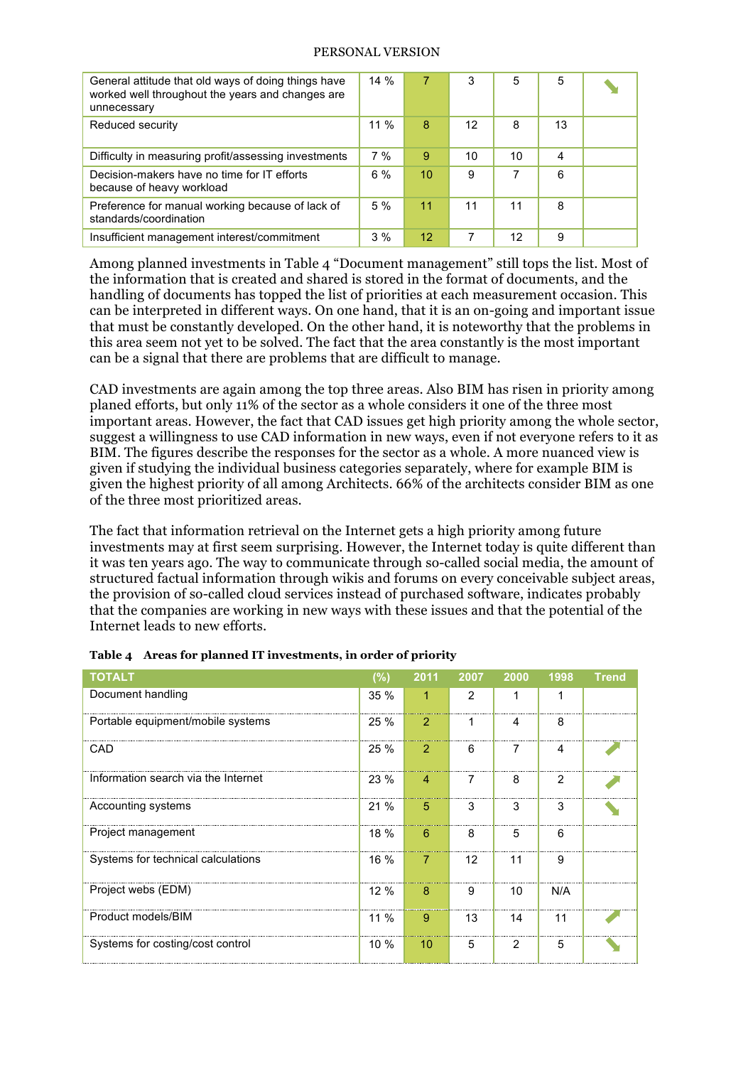| | | | | | | |
|---|---|---|---|---|---|---|
| General attitude that old ways of doing things have worked well throughout the years and changes are unnecessary | 14 % | 7 | 3 | 5 | 5 | ↘ |
| Reduced security | 11 % | 8 | 12 | 8 | 13 | |
| Difficulty in measuring profit/assessing investments | 7 % | 9 | 10 | 10 | 4 | |
| Decision-makers have no time for IT efforts because of heavy workload | 6 % | 10 | 9 | 7 | 6 | |
| Preference for manual working because of lack of standards/coordination | 5 % | 11 | 11 | 11 | 8 | |
| Insufficient management interest/commitment | 3 % | 12 | 7 | 12 | 9 | |

Among planned investments in Table 4 "Document management" still tops the list. Most of the information that is created and shared is stored in the format of documents, and the handling of documents has topped the list of priorities at each measurement occasion. This can be interpreted in different ways. On one hand, that it is an on-going and important issue that must be constantly developed. On the other hand, it is noteworthy that the problems in this area seem not yet to be solved. The fact that the area constantly is the most important can be a signal that there are problems that are difficult to manage.

CAD investments are again among the top three areas. Also BIM has risen in priority among planed efforts, but only 11% of the sector as a whole considers it one of the three most important areas. However, the fact that CAD issues get high priority among the whole sector, suggest a willingness to use CAD information in new ways, even if not everyone refers to it as BIM. The figures describe the responses for the sector as a whole. A more nuanced view is given if studying the individual business categories separately, where for example BIM is given the highest priority of all among Architects. 66% of the architects consider BIM as one of the three most prioritized areas.

The fact that information retrieval on the Internet gets a high priority among future investments may at first seem surprising. However, the Internet today is quite different than it was ten years ago. The way to communicate through so-called social media, the amount of structured factual information through wikis and forums on every conceivable subject areas, the provision of so-called cloud services instead of purchased software, indicates probably that the companies are working in new ways with these issues and that the potential of the Internet leads to new efforts.

**Table 4 Areas for planned IT investments, in order of priority**

| TOTALT | (%) | 2011 | 2007 | 2000 | 1998 | Trend |
|---|---|---|---|---|---|---|
| Document handling | 35 % | 1 | 2 | 1 | 1 | |
| Portable equipment/mobile systems | 25 % | 2 | 1 | 4 | 8 | |
| CAD | 25 % | 2 | 6 | 7 | 4 | ↗ |
| Information search via the Internet | 23 % | 4 | 7 | 8 | 2 | ↗ |
| Accounting systems | 21 % | 5 | 3 | 3 | 3 | ↘ |
| Project management | 18 % | 6 | 8 | 5 | 6 | |
| Systems for technical calculations | 16 % | 7 | 12 | 11 | 9 | |
| Project webs (EDM) | 12 % | 8 | 9 | 10 | N/A | |
| Product models/BIM | 11 % | 9 | 13 | 14 | 11 | ↗ |
| Systems for costing/cost control | 10 % | 10 | 5 | 2 | 5 | ↘ |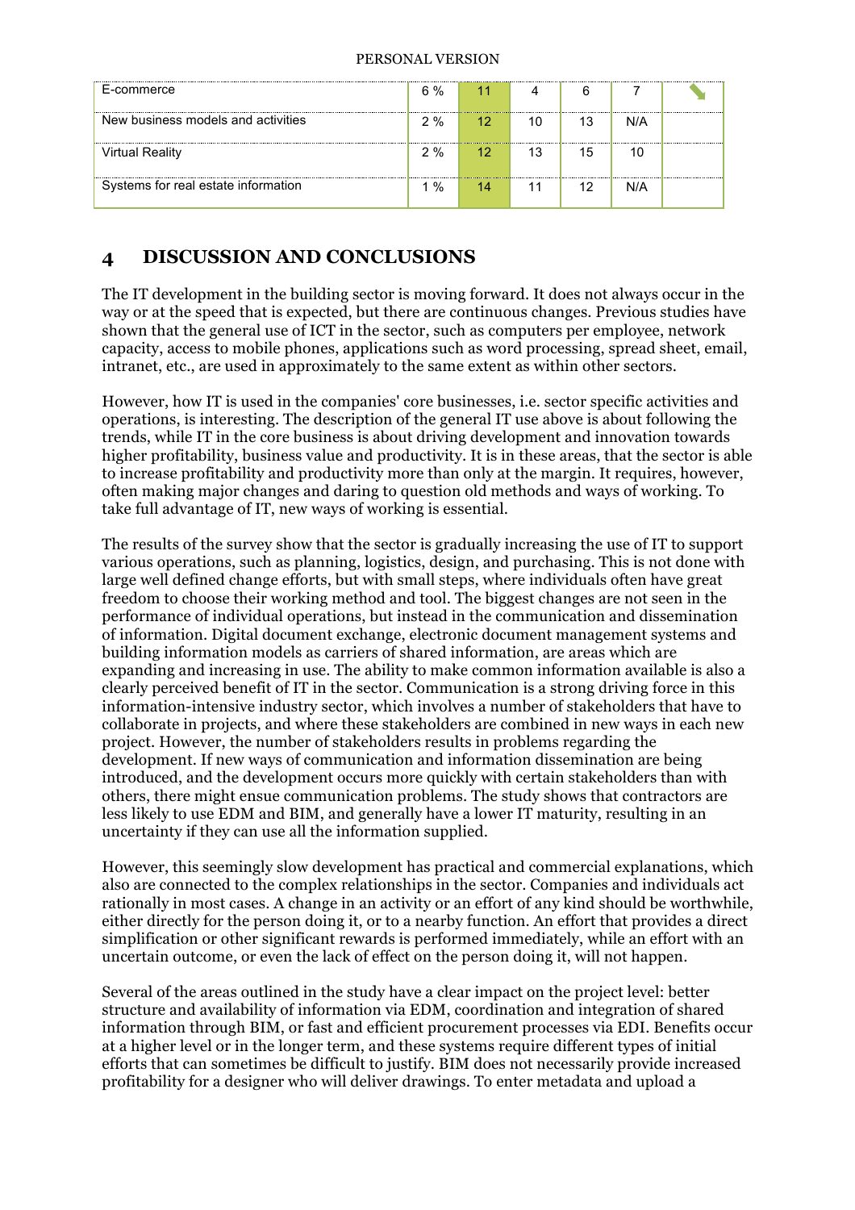| E-commerce | 6 % | 11 | 4 | 6 | 7 | ↘ |
|---|---|---|---|---|---|---|
| New business models and activities | 2 % | 12 | 10 | 13 | N/A | |
| Virtual Reality | 2 % | 12 | 13 | 15 | 10 | |
| Systems for real estate information | 1 % | 14 | 11 | 12 | N/A | |

## 4 DISCUSSION AND CONCLUSIONS

The IT development in the building sector is moving forward. It does not always occur in the way or at the speed that is expected, but there are continuous changes. Previous studies have shown that the general use of ICT in the sector, such as computers per employee, network capacity, access to mobile phones, applications such as word processing, spread sheet, email, intranet, etc., are used in approximately to the same extent as within other sectors.

However, how IT is used in the companies' core businesses, i.e. sector specific activities and operations, is interesting. The description of the general IT use above is about following the trends, while IT in the core business is about driving development and innovation towards higher profitability, business value and productivity. It is in these areas, that the sector is able to increase profitability and productivity more than only at the margin. It requires, however, often making major changes and daring to question old methods and ways of working. To take full advantage of IT, new ways of working is essential.

The results of the survey show that the sector is gradually increasing the use of IT to support various operations, such as planning, logistics, design, and purchasing. This is not done with large well defined change efforts, but with small steps, where individuals often have great freedom to choose their working method and tool. The biggest changes are not seen in the performance of individual operations, but instead in the communication and dissemination of information. Digital document exchange, electronic document management systems and building information models as carriers of shared information, are areas which are expanding and increasing in use. The ability to make common information available is also a clearly perceived benefit of IT in the sector. Communication is a strong driving force in this information-intensive industry sector, which involves a number of stakeholders that have to collaborate in projects, and where these stakeholders are combined in new ways in each new project. However, the number of stakeholders results in problems regarding the development. If new ways of communication and information dissemination are being introduced, and the development occurs more quickly with certain stakeholders than with others, there might ensue communication problems. The study shows that contractors are less likely to use EDM and BIM, and generally have a lower IT maturity, resulting in an uncertainty if they can use all the information supplied.

However, this seemingly slow development has practical and commercial explanations, which also are connected to the complex relationships in the sector. Companies and individuals act rationally in most cases. A change in an activity or an effort of any kind should be worthwhile, either directly for the person doing it, or to a nearby function. An effort that provides a direct simplification or other significant rewards is performed immediately, while an effort with an uncertain outcome, or even the lack of effect on the person doing it, will not happen.

Several of the areas outlined in the study have a clear impact on the project level: better structure and availability of information via EDM, coordination and integration of shared information through BIM, or fast and efficient procurement processes via EDI. Benefits occur at a higher level or in the longer term, and these systems require different types of initial efforts that can sometimes be difficult to justify. BIM does not necessarily provide increased profitability for a designer who will deliver drawings. To enter metadata and upload a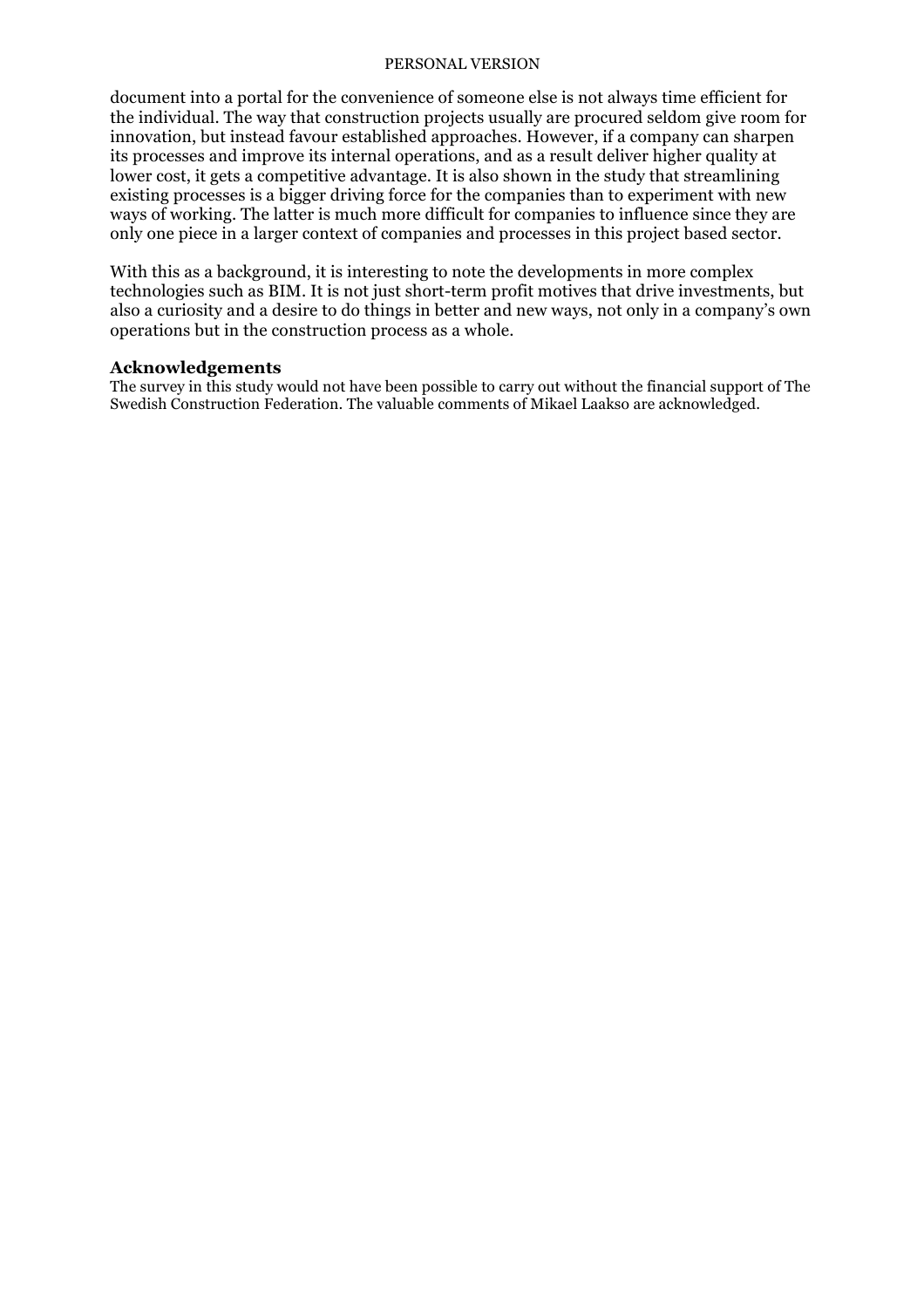document into a portal for the convenience of someone else is not always time efficient for the individual. The way that construction projects usually are procured seldom give room for innovation, but instead favour established approaches. However, if a company can sharpen its processes and improve its internal operations, and as a result deliver higher quality at lower cost, it gets a competitive advantage. It is also shown in the study that streamlining existing processes is a bigger driving force for the companies than to experiment with new ways of working. The latter is much more difficult for companies to influence since they are only one piece in a larger context of companies and processes in this project based sector.

With this as a background, it is interesting to note the developments in more complex technologies such as BIM. It is not just short-term profit motives that drive investments, but also a curiosity and a desire to do things in better and new ways, not only in a company's own operations but in the construction process as a whole.

## Acknowledgements

The survey in this study would not have been possible to carry out without the financial support of The Swedish Construction Federation. The valuable comments of Mikael Laakso are acknowledged.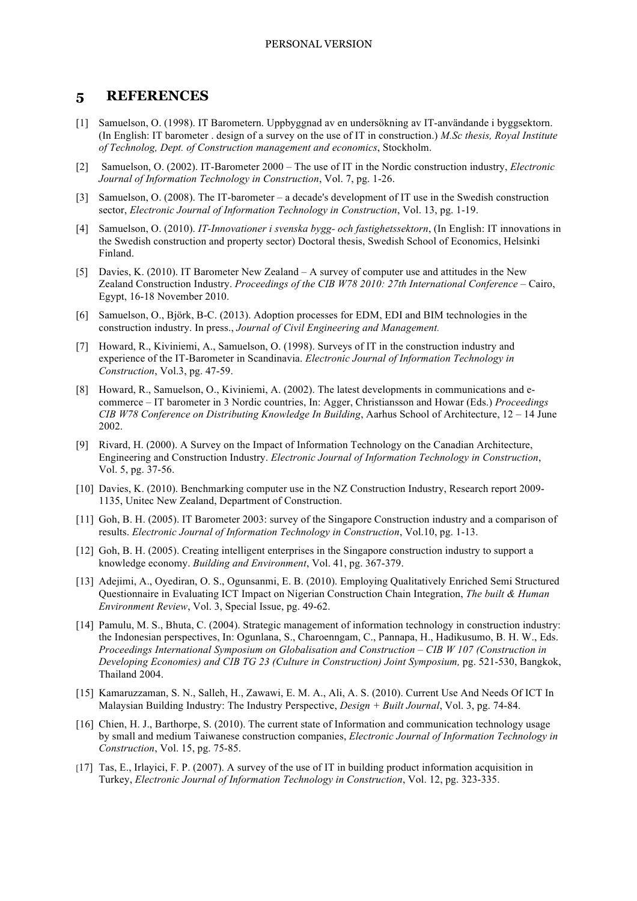## 5 REFERENCES

[1] Samuelson, O. (1998). IT Barometern. Uppbyggnad av en undersökning av IT-användande i byggsektorn. (In English: IT barometer . design of a survey on the use of IT in construction.) *M.Sc thesis, Royal Institute of Technolog, Dept. of Construction management and economics*, Stockholm.

[2] Samuelson, O. (2002). IT-Barometer 2000 – The use of IT in the Nordic construction industry, *Electronic Journal of Information Technology in Construction*, Vol. 7, pg. 1-26.

[3] Samuelson, O. (2008). The IT-barometer – a decade's development of IT use in the Swedish construction sector, *Electronic Journal of Information Technology in Construction*, Vol. 13, pg. 1-19.

[4] Samuelson, O. (2010). *IT-Innovationer i svenska bygg- och fastighetssektorn*, (In English: IT innovations in the Swedish construction and property sector) Doctoral thesis, Swedish School of Economics, Helsinki Finland.

[5] Davies, K. (2010). IT Barometer New Zealand – A survey of computer use and attitudes in the New Zealand Construction Industry. *Proceedings of the CIB W78 2010: 27th International Conference* – Cairo, Egypt, 16-18 November 2010.

[6] Samuelson, O., Björk, B-C. (2013). Adoption processes for EDM, EDI and BIM technologies in the construction industry. In press., *Journal of Civil Engineering and Management.*

[7] Howard, R., Kiviniemi, A., Samuelson, O. (1998). Surveys of IT in the construction industry and experience of the IT-Barometer in Scandinavia. *Electronic Journal of Information Technology in Construction*, Vol.3, pg. 47-59.

[8] Howard, R., Samuelson, O., Kiviniemi, A. (2002). The latest developments in communications and e-commerce – IT barometer in 3 Nordic countries, In: Agger, Christiansson and Howar (Eds.) *Proceedings CIB W78 Conference on Distributing Knowledge In Building*, Aarhus School of Architecture, 12 – 14 June 2002.

[9] Rivard, H. (2000). A Survey on the Impact of Information Technology on the Canadian Architecture, Engineering and Construction Industry. *Electronic Journal of Information Technology in Construction*, Vol. 5, pg. 37-56.

[10] Davies, K. (2010). Benchmarking computer use in the NZ Construction Industry, Research report 2009-1135, Unitec New Zealand, Department of Construction.

[11] Goh, B. H. (2005). IT Barometer 2003: survey of the Singapore Construction industry and a comparison of results. *Electronic Journal of Information Technology in Construction*, Vol.10, pg. 1-13.

[12] Goh, B. H. (2005). Creating intelligent enterprises in the Singapore construction industry to support a knowledge economy. *Building and Environment*, Vol. 41, pg. 367-379.

[13] Adejimi, A., Oyediran, O. S., Ogunsanmi, E. B. (2010). Employing Qualitatively Enriched Semi Structured Questionnaire in Evaluating ICT Impact on Nigerian Construction Chain Integration, *The built & Human Environment Review*, Vol. 3, Special Issue, pg. 49-62.

[14] Pamulu, M. S., Bhuta, C. (2004). Strategic management of information technology in construction industry: the Indonesian perspectives, In: Ogunlana, S., Charoenngam, C., Pannapa, H., Hadikusumo, B. H. W., Eds. *Proceedings International Symposium on Globalisation and Construction – CIB W 107 (Construction in Developing Economies) and CIB TG 23 (Culture in Construction) Joint Symposium,* pg. 521-530, Bangkok, Thailand 2004.

[15] Kamaruzzaman, S. N., Salleh, H., Zawawi, E. M. A., Ali, A. S. (2010). Current Use And Needs Of ICT In Malaysian Building Industry: The Industry Perspective, *Design + Built Journal*, Vol. 3, pg. 74-84.

[16] Chien, H. J., Barthorpe, S. (2010). The current state of Information and communication technology usage by small and medium Taiwanese construction companies, *Electronic Journal of Information Technology in Construction*, Vol. 15, pg. 75-85.

[17] Tas, E., Irlayici, F. P. (2007). A survey of the use of IT in building product information acquisition in Turkey, *Electronic Journal of Information Technology in Construction*, Vol. 12, pg. 323-335.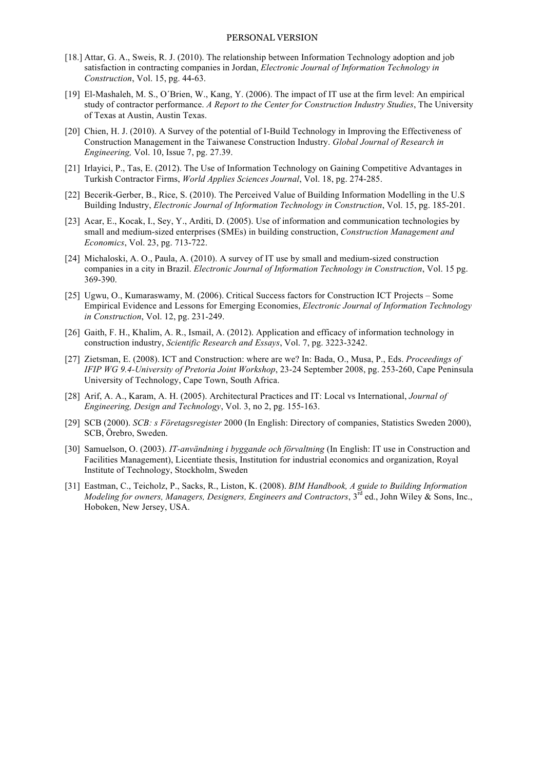[18.] Attar, G. A., Sweis, R. J. (2010). The relationship between Information Technology adoption and job satisfaction in contracting companies in Jordan, *Electronic Journal of Information Technology in Construction*, Vol. 15, pg. 44-63.

[19] El-Mashaleh, M. S., O´Brien, W., Kang, Y. (2006). The impact of IT use at the firm level: An empirical study of contractor performance. *A Report to the Center for Construction Industry Studies*, The University of Texas at Austin, Austin Texas.

[20] Chien, H. J. (2010). A Survey of the potential of I-Build Technology in Improving the Effectiveness of Construction Management in the Taiwanese Construction Industry. *Global Journal of Research in Engineering,* Vol. 10, Issue 7, pg. 27.39.

[21] Irlayici, P., Tas, E. (2012). The Use of Information Technology on Gaining Competitive Advantages in Turkish Contractor Firms, *World Applies Sciences Journal*, Vol. 18, pg. 274-285.

[22] Becerik-Gerber, B., Rice, S. (2010). The Perceived Value of Building Information Modelling in the U.S Building Industry, *Electronic Journal of Information Technology in Construction*, Vol. 15, pg. 185-201.

[23] Acar, E., Kocak, I., Sey, Y., Arditi, D. (2005). Use of information and communication technologies by small and medium-sized enterprises (SMEs) in building construction, *Construction Management and Economics*, Vol. 23, pg. 713-722.

[24] Michaloski, A. O., Paula, A. (2010). A survey of IT use by small and medium-sized construction companies in a city in Brazil. *Electronic Journal of Information Technology in Construction*, Vol. 15 pg. 369-390.

[25] Ugwu, O., Kumaraswamy, M. (2006). Critical Success factors for Construction ICT Projects – Some Empirical Evidence and Lessons for Emerging Economies, *Electronic Journal of Information Technology in Construction*, Vol. 12, pg. 231-249.

[26] Gaith, F. H., Khalim, A. R., Ismail, A. (2012). Application and efficacy of information technology in construction industry, *Scientific Research and Essays*, Vol. 7, pg. 3223-3242.

[27] Zietsman, E. (2008). ICT and Construction: where are we? In: Bada, O., Musa, P., Eds. *Proceedings of IFIP WG 9.4-University of Pretoria Joint Workshop*, 23-24 September 2008, pg. 253-260, Cape Peninsula University of Technology, Cape Town, South Africa.

[28] Arif, A. A., Karam, A. H. (2005). Architectural Practices and IT: Local vs International, *Journal of Engineering, Design and Technology*, Vol. 3, no 2, pg. 155-163.

[29] SCB (2000). *SCB: s Företagsregister* 2000 (In English: Directory of companies, Statistics Sweden 2000), SCB, Örebro, Sweden.

[30] Samuelson, O. (2003). *IT-användning i byggande och förvaltning* (In English: IT use in Construction and Facilities Management), Licentiate thesis, Institution for industrial economics and organization, Royal Institute of Technology, Stockholm, Sweden

[31] Eastman, C., Teicholz, P., Sacks, R., Liston, K. (2008). *BIM Handbook, A guide to Building Information Modeling for owners, Managers, Designers, Engineers and Contractors*, 3rd ed., John Wiley & Sons, Inc., Hoboken, New Jersey, USA.